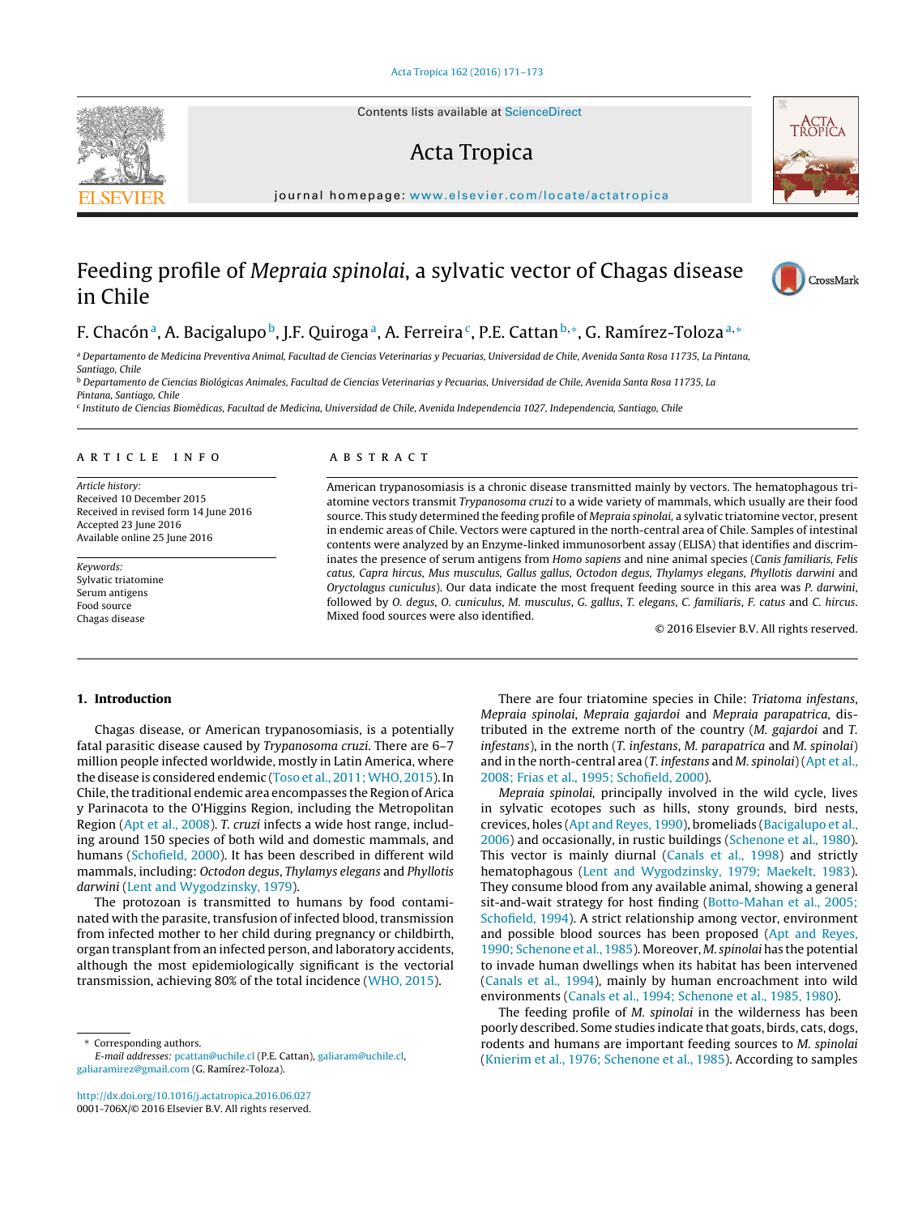# Feeding profile of *Mepraia spinolai*, a sylvatic vector of Chagas disease in Chile

F. Chacón [a], A. Bacigalupo [b], J.F. Quiroga [a], A. Ferreira [c], P.E. Cattan [b,*], G. Ramírez-Toloza [a,*]

[a] Departamento de Medicina Preventiva Animal, Facultad de Ciencias Veterinarias y Pecuarias, Universidad de Chile, Avenida Santa Rosa 11735, La Pintana, Santiago, Chile

[b] Departamento de Ciencias Biológicas Animales, Facultad de Ciencias Veterinarias y Pecuarias, Universidad de Chile, Avenida Santa Rosa 11735, La Pintana, Santiago, Chile

[c] Instituto de Ciencias Biomédicas, Facultad de Medicina, Universidad de Chile, Avenida Independencia 1027, Independencia, Santiago, Chile

## ARTICLE INFO

*Article history:*
Received 10 December 2015
Received in revised form 14 June 2016
Accepted 23 June 2016
Available online 25 June 2016

*Keywords:*
Sylvatic triatomine
Serum antigens
Food source
Chagas disease

## ABSTRACT

American trypanosomiasis is a chronic disease transmitted mainly by vectors. The hematophagous triatomine vectors transmit *Trypanosoma cruzi* to a wide variety of mammals, which usually are their food source. This study determined the feeding profile of *Mepraia spinolai,* a sylvatic triatomine vector, present in endemic areas of Chile. Vectors were captured in the north-central area of Chile. Samples of intestinal contents were analyzed by an Enzyme-linked immunosorbent assay (ELISA) that identifies and discriminates the presence of serum antigens from *Homo sapiens* and nine animal species (*Canis familiaris, Felis catus, Capra hircus, Mus musculus, Gallus gallus, Octodon degus, Thylamys elegans, Phyllotis darwini* and *Oryctolagus cuniculus*). Our data indicate the most frequent feeding source in this area was *P. darwini*, followed by *O. degus*, *O. cuniculus*, *M. musculus*, *G. gallus*, *T. elegans*, *C. familiaris*, *F. catus* and *C. hircus*. Mixed food sources were also identified.

© 2016 Elsevier B.V. All rights reserved.

## 1. Introduction

Chagas disease, or American trypanosomiasis, is a potentially fatal parasitic disease caused by *Trypanosoma cruzi*. There are 6–7 million people infected worldwide, mostly in Latin America, where the disease is considered endemic (Toso et al., 2011; WHO, 2015). In Chile, the traditional endemic area encompasses the Region of Arica y Parinacota to the O'Higgins Region, including the Metropolitan Region (Apt et al., 2008). *T. cruzi* infects a wide host range, including around 150 species of both wild and domestic mammals, and humans (Schofield, 2000). It has been described in different wild mammals, including: *Octodon degus*, *Thylamys elegans* and *Phyllotis darwini* (Lent and Wygodzinsky, 1979).

The protozoan is transmitted to humans by food contaminated with the parasite, transfusion of infected blood, transmission from infected mother to her child during pregnancy or childbirth, organ transplant from an infected person, and laboratory accidents, although the most epidemiologically significant is the vectorial transmission, achieving 80% of the total incidence (WHO, 2015).

There are four triatomine species in Chile: *Triatoma infestans*, *Mepraia spinolai*, *Mepraia gajardoi* and *Mepraia parapatrica*, distributed in the extreme north of the country (*M. gajardoi* and *T. infestans*), in the north (*T. infestans*, *M. parapatrica* and *M. spinolai*) and in the north-central area (*T. infestans* and *M. spinolai*) (Apt et al., 2008; Frias et al., 1995; Schofield, 2000).

*Mepraia spinolai,* principally involved in the wild cycle, lives in sylvatic ecotopes such as hills, stony grounds, bird nests, crevices, holes (Apt and Reyes, 1990), bromeliads (Bacigalupo et al., 2006) and occasionally, in rustic buildings (Schenone et al., 1980). This vector is mainly diurnal (Canals et al., 1998) and strictly hematophagous (Lent and Wygodzinsky, 1979; Maekelt, 1983). They consume blood from any available animal, showing a general sit-and-wait strategy for host finding (Botto-Mahan et al., 2005; Schofield, 1994). A strict relationship among vector, environment and possible blood sources has been proposed (Apt and Reyes, 1990; Schenone et al., 1985). Moreover, *M. spinolai* has the potential to invade human dwellings when its habitat has been intervened (Canals et al., 1994), mainly by human encroachment into wild environments (Canals et al., 1994; Schenone et al., 1985, 1980).

The feeding profile of *M. spinolai* in the wilderness has been poorly described. Some studies indicate that goats, birds, cats, dogs, rodents and humans are important feeding sources to *M. spinolai* (Knierim et al., 1976; Schenone et al., 1985). According to samples

* Corresponding authors.
*E-mail addresses:* pcattan@uchile.cl (P.E. Cattan), galiaram@uchile.cl, galiaramirez@gmail.com (G. Ramírez-Toloza).

http://dx.doi.org/10.1016/j.actatropica.2016.06.027
0001-706X/© 2016 Elsevier B.V. All rights reserved.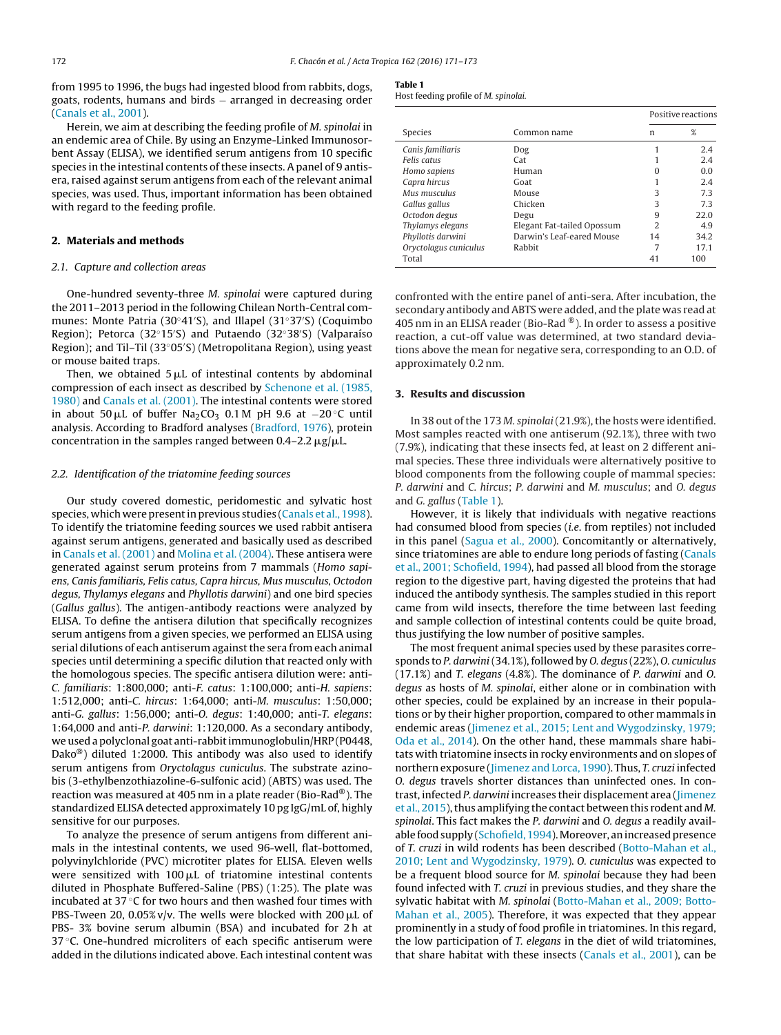from 1995 to 1996, the bugs had ingested blood from rabbits, dogs, goats, rodents, humans and birds – arranged in decreasing order (Canals et al., 2001).

Herein, we aim at describing the feeding profile of *M. spinolai* in an endemic area of Chile. By using an Enzyme-Linked Immunosorbent Assay (ELISA), we identified serum antigens from 10 specific species in the intestinal contents of these insects. A panel of 9 antisera, raised against serum antigens from each of the relevant animal species, was used. Thus, important information has been obtained with regard to the feeding profile.

## 2. Materials and methods

### 2.1. Capture and collection areas

One-hundred seventy-three *M. spinolai* were captured during the 2011–2013 period in the following Chilean North-Central communes: Monte Patria (30°41′S), and Illapel (31°37′S) (Coquimbo Region); Petorca (32°15′S) and Putaendo (32°38′S) (Valparaíso Region); and Til–Til (33°05′S) (Metropolitana Region), using yeast or mouse baited traps.

Then, we obtained 5 μL of intestinal contents by abdominal compression of each insect as described by Schenone et al. (1985, 1980) and Canals et al. (2001). The intestinal contents were stored in about 50 μL of buffer $Na_2CO_3$ 0.1 M pH 9.6 at −20 °C until analysis. According to Bradford analyses (Bradford, 1976), protein concentration in the samples ranged between 0.4–2.2 μg/μL.

### 2.2. Identification of the triatomine feeding sources

Our study covered domestic, peridomestic and sylvatic host species, which were present in previous studies (Canals et al., 1998). To identify the triatomine feeding sources we used rabbit antisera against serum antigens, generated and basically used as described in Canals et al. (2001) and Molina et al. (2004). These antisera were generated against serum proteins from 7 mammals (*Homo sapiens, Canis familiaris, Felis catus, Capra hircus, Mus musculus, Octodon degus, Thylamys elegans* and *Phyllotis darwini*) and one bird species (*Gallus gallus*). The antigen-antibody reactions were analyzed by ELISA. To define the antisera dilution that specifically recognizes serum antigens from a given species, we performed an ELISA using serial dilutions of each antiserum against the sera from each animal species until determining a specific dilution that reacted only with the homologous species. The specific antisera dilution were: anti-*C. familiaris*: 1:800,000; anti-*F. catus*: 1:100,000; anti-*H. sapiens*: 1:512,000; anti-*C. hircus*: 1:64,000; anti-*M. musculus*: 1:50,000; anti-*G. gallus*: 1:56,000; anti-*O. degus*: 1:40,000; anti-*T. elegans*: 1:64,000 and anti-*P. darwini*: 1:120,000. As a secondary antibody, we used a polyclonal goat anti-rabbit immunoglobulin/HRP (P0448, Dako®) diluted 1:2000. This antibody was also used to identify serum antigens from *Oryctolagus cuniculus*. The substrate azinobis (3-ethylbenzothiazoline-6-sulfonic acid) (ABTS) was used. The reaction was measured at 405 nm in a plate reader (Bio-Rad®). The standardized ELISA detected approximately 10 pg IgG/mL of, highly sensitive for our purposes.

To analyze the presence of serum antigens from different animals in the intestinal contents, we used 96-well, flat-bottomed, polyvinylchloride (PVC) microtiter plates for ELISA. Eleven wells were sensitized with 100 μL of triatomine intestinal contents diluted in Phosphate Buffered-Saline (PBS) (1:25). The plate was incubated at 37 °C for two hours and then washed four times with PBS-Tween 20, 0.05% v/v. The wells were blocked with 200 μL of PBS- 3% bovine serum albumin (BSA) and incubated for 2 h at 37 °C. One-hundred microliters of each specific antiserum were added in the dilutions indicated above. Each intestinal content was confronted with the entire panel of anti-sera. After incubation, the secondary antibody and ABTS were added, and the plate was read at 405 nm in an ELISA reader (Bio-Rad ®). In order to assess a positive reaction, a cut-off value was determined, at two standard deviations above the mean for negative sera, corresponding to an O.D. of approximately 0.2 nm.

**Table 1**
Host feeding profile of *M. spinolai*.

| Species | Common name | Positive reactions | |
|---|---|---|---|
| | | n | % |
| *Canis familiaris* | Dog | 1 | 2.4 |
| *Felis catus* | Cat | 1 | 2.4 |
| *Homo sapiens* | Human | 0 | 0.0 |
| *Capra hircus* | Goat | 1 | 2.4 |
| *Mus musculus* | Mouse | 3 | 7.3 |
| *Gallus gallus* | Chicken | 3 | 7.3 |
| *Octodon degus* | Degu | 9 | 22.0 |
| *Thylamys elegans* | Elegant Fat-tailed Opossum | 2 | 4.9 |
| *Phyllotis darwini* | Darwin's Leaf-eared Mouse | 14 | 34.2 |
| *Oryctolagus cuniculus* | Rabbit | 7 | 17.1 |
| Total | | 41 | 100 |

## 3. Results and discussion

In 38 out of the 173 *M. spinolai* (21.9%), the hosts were identified. Most samples reacted with one antiserum (92.1%), three with two (7.9%), indicating that these insects fed, at least on 2 different animal species. These three individuals were alternatively positive to blood components from the following couple of mammal species: *P. darwini* and *C. hircus*; *P. darwini* and *M. musculus*; and *O. degus* and *G. gallus* (Table 1).

However, it is likely that individuals with negative reactions had consumed blood from species (*i.e.* from reptiles) not included in this panel (Sagua et al., 2000). Concomitantly or alternatively, since triatomines are able to endure long periods of fasting (Canals et al., 2001; Schofield, 1994), had passed all blood from the storage region to the digestive part, having digested the proteins that had induced the antibody synthesis. The samples studied in this report came from wild insects, therefore the time between last feeding and sample collection of intestinal contents could be quite broad, thus justifying the low number of positive samples.

The most frequent animal species used by these parasites corresponds to *P. darwini* (34.1%), followed by *O. degus* (22%), *O. cuniculus* (17.1%) and *T. elegans* (4.8%). The dominance of *P. darwini* and *O. degus* as hosts of *M. spinolai*, either alone or in combination with other species, could be explained by an increase in their populations or by their higher proportion, compared to other mammals in endemic areas (Jimenez et al., 2015; Lent and Wygodzinsky, 1979; Oda et al., 2014). On the other hand, these mammals share habitats with triatomine insects in rocky environments and on slopes of northern exposure (Jimenez and Lorca, 1990). Thus, *T. cruzi* infected *O. degus* travels shorter distances than uninfected ones. In contrast, infected *P. darwini* increases their displacement area (Jimenez et al., 2015), thus amplifying the contact between this rodent and *M. spinolai*. This fact makes the *P. darwini* and *O. degus* a readily available food supply (Schofield, 1994). Moreover, an increased presence of *T. cruzi* in wild rodents has been described (Botto-Mahan et al., 2010; Lent and Wygodzinsky, 1979). *O. cuniculus* was expected to be a frequent blood source for *M. spinolai* because they had been found infected with *T. cruzi* in previous studies, and they share the sylvatic habitat with *M. spinolai* (Botto-Mahan et al., 2009; Botto-Mahan et al., 2005). Therefore, it was expected that they appear prominently in a study of food profile in triatomines. In this regard, the low participation of *T. elegans* in the diet of wild triatomines, that share habitat with these insects (Canals et al., 2001), can be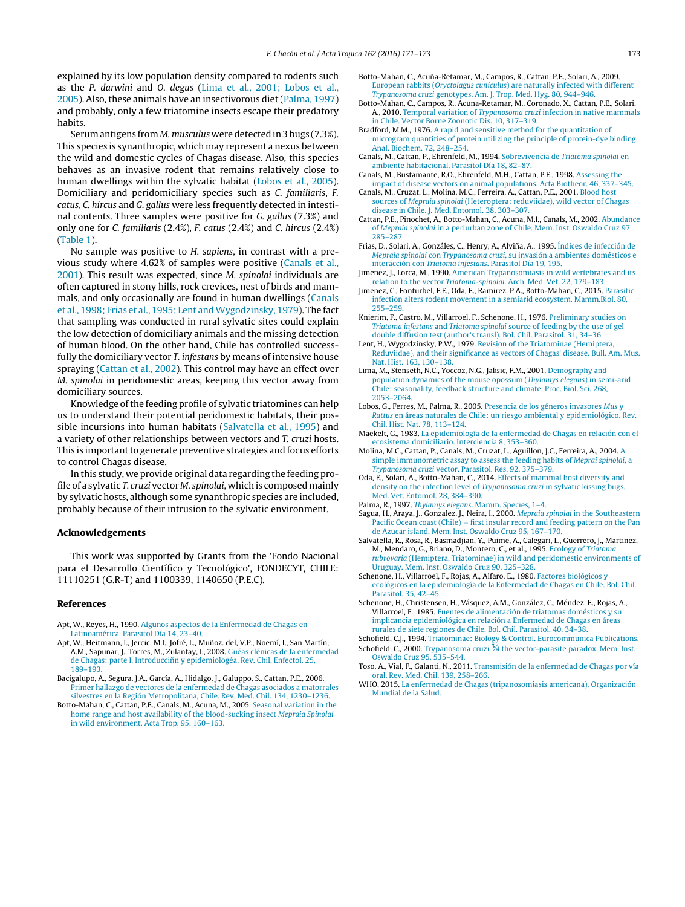explained by its low population density compared to rodents such as the *P. darwini* and *O. degus* (Lima et al., 2001; Lobos et al., 2005). Also, these animals have an insectivorous diet (Palma, 1997) and probably, only a few triatomine insects escape their predatory habits.

Serum antigens from *M. musculus* were detected in 3 bugs (7.3%). This species is synanthropic, which may represent a nexus between the wild and domestic cycles of Chagas disease. Also, this species behaves as an invasive rodent that remains relatively close to human dwellings within the sylvatic habitat (Lobos et al., 2005). Domiciliary and peridomiciliary species such as *C. familiaris*, *F. catus*, *C. hircus* and *G. gallus* were less frequently detected in intestinal contents. Three samples were positive for *G. gallus* (7.3%) and only one for *C. familiaris* (2.4%), *F. catus* (2.4%) and *C. hircus* (2.4%) (Table 1).

No sample was positive to *H. sapiens*, in contrast with a previous study where 4.62% of samples were positive (Canals et al., 2001). This result was expected, since *M. spinolai* individuals are often captured in stony hills, rock crevices, nest of birds and mammals, and only occasionally are found in human dwellings (Canals et al., 1998; Frias et al., 1995; Lent and Wygodzinsky, 1979). The fact that sampling was conducted in rural sylvatic sites could explain the low detection of domiciliary animals and the missing detection of human blood. On the other hand, Chile has controlled successfully the domiciliary vector *T. infestans* by means of intensive house spraying (Cattan et al., 2002). This control may have an effect over *M. spinolai* in peridomestic areas, keeping this vector away from domiciliary sources.

Knowledge of the feeding profile of sylvatic triatomines can help us to understand their potential peridomestic habitats, their possible incursions into human habitats (Salvatella et al., 1995) and a variety of other relationships between vectors and *T. cruzi* hosts. This is important to generate preventive strategies and focus efforts to control Chagas disease.

In this study, we provide original data regarding the feeding profile of a sylvatic *T. cruzi* vector *M. spinolai*, which is composed mainly by sylvatic hosts, although some synanthropic species are included, probably because of their intrusion to the sylvatic environment.

## Acknowledgements

This work was supported by Grants from the 'Fondo Nacional para el Desarrollo Científico y Tecnológico', FONDECYT, CHILE: 11110251 (G.R-T) and 1100339, 1140650 (P.E.C).

## References

Apt, W., Reyes, H., 1990. Algunos aspectos de la Enfermedad de Chagas en Latinoamérica. Parasitol Día 14, 23–40.

Apt, W., Heitmann, I., Jercic, M.I., Jofré, L., Muñoz. del, V.P., Noemí, I., San Martín, A.M., Sapunar, J., Torres, M., Zulantay, I., 2008. Guéas clénicas de la enfermedad de Chagas: parte I. Introducciñn y epidemiologéa. Rev. Chil. Enfectol. 25, 189–193.

Bacigalupo, A., Segura, J.A., García, A., Hidalgo, J., Galuppo, S., Cattan, P.E., 2006. Primer hallazgo de vectores de la enfermedad de Chagas asociados a matorrales silvestres en la Región Metropolitana, Chile. Rev. Med. Chil. 134, 1230–1236.

Botto-Mahan, C., Cattan, P.E., Canals, M., Acuna, M., 2005. Seasonal variation in the home range and host availability of the blood-sucking insect *Mepraia Spinolai* in wild environment. Acta Trop. 95, 160–163.

Botto-Mahan, C., Acuña-Retamar, M., Campos, R., Cattan, P.E., Solari, A., 2009. European rabbits (*Oryctolagus cuniculus*) are naturally infected with different *Trypanosoma cruzi* genotypes. Am. J. Trop. Med. Hyg. 80, 944–946.

Botto-Mahan, C., Campos, R., Acuna-Retamar, M., Coronado, X., Cattan, P.E., Solari, A., 2010. Temporal variation of *Trypanosoma cruzi* infection in native mammals in Chile. Vector Borne Zoonotic Dis. 10, 317–319.

Bradford, M.M., 1976. A rapid and sensitive method for the quantitation of microgram quantities of protein utilizing the principle of protein-dye binding. Anal. Biochem. 72, 248–254.

Canals, M., Cattan, P., Ehrenfeld, M., 1994. Sobrevivencia de *Triatoma spinolai* en ambiente habitacional. Parasitol Día 18, 82–87.

Canals, M., Bustamante, R.O., Ehrenfeld, M.H., Cattan, P.E., 1998. Assessing the impact of disease vectors on animal populations. Acta Biotheor. 46, 337–345.

Canals, M., Cruzat, L., Molina, M.C., Ferreira, A., Cattan, P.E., 2001. Blood host sources of *Mepraia spinolai* (Heteroptera: reduviidae), wild vector of Chagas disease in Chile. J. Med. Entomol. 38, 303–307.

Cattan, P.E., Pinochet, A., Botto-Mahan, C., Acuna, M.I., Canals, M., 2002. Abundance of *Mepraia spinolai* in a periurban zone of Chile. Mem. Inst. Oswaldo Cruz 97, 285–287.

Frias, D., Solari, A., Gonzáles, C., Henry, A., Alviña, A., 1995. Índices de infección de *Mepraia spinolai* con *Trypanosoma cruzi*, su invasión a ambientes domésticos e interacción con *Triatoma infestans*. Parasitol Día 19, 195.

Jimenez, J., Lorca, M., 1990. American Trypanosomiasis in wild vertebrates and its relation to the vector *Triatoma-spinolai*. Arch. Med. Vet. 22, 179–183.

Jimenez, C., Fonturbel, F.E., Oda, E., Ramirez, P.A., Botto-Mahan, C., 2015. Parasitic infection alters rodent movement in a semiarid ecosystem. Mamm.Biol. 80, 255–259.

Knierim, F., Castro, M., Villarroel, F., Schenone, H., 1976. Preliminary studies on *Triatoma infestans* and *Triatoma spinolai* source of feeding by the use of gel double diffusion test (author's transl). Bol. Chil. Parasitol. 31, 34–36.

Lent, H., Wygodzinsky, P.W., 1979. Revision of the Triatominae (Hemiptera, Reduviidae), and their significance as vectors of Chagas' disease. Bull. Am. Mus. Nat. Hist. 163, 130–138.

Lima, M., Stenseth, N.C., Yoccoz, N.G., Jaksic, F.M., 2001. Demography and population dynamics of the mouse opossum (*Thylamys elegans*) in semi-arid Chile: seasonality, feedback structure and climate. Proc. Biol. Sci. 268, 2053–2064.

Lobos, G., Ferres, M., Palma, R., 2005. Presencia de los géneros invasores *Mus* y *Rattus* en áreas naturales de Chile: un riesgo ambiental y epidemiológico. Rev. Chil. Hist. Nat. 78, 113–124.

Maekelt, G., 1983. La epidemiología de la enfermedad de Chagas en relación con el ecosistema domiciliario. Interciencia 8, 353–360.

Molina, M.C., Cattan, P., Canals, M., Cruzat, L., Aguillon, J.C., Ferreira, A., 2004. A simple immunometric assay to assess the feeding habits of *Meprai spinolai*, a *Trypanosoma cruzi* vector. Parasitol. Res. 92, 375–379.

Oda, E., Solari, A., Botto-Mahan, C., 2014. Effects of mammal host diversity and density on the infection level of *Trypanosoma cruzi* in sylvatic kissing bugs. Med. Vet. Entomol. 28, 384–390.

Palma, R., 1997. *Thylamys elegans*. Mamm. Species, 1–4.

Sagua, H., Araya, J., Gonzalez, J., Neira, I., 2000. *Mepraia spinolai* in the Southeastern Pacific Ocean coast (Chile) – first insular record and feeding pattern on the Pan de Azucar island. Mem. Inst. Oswaldo Cruz 95, 167–170.

Salvatella, R., Rosa, R., Basmadjian, Y., Puime, A., Calegari, L., Guerrero, J., Martinez, M., Mendaro, G., Briano, D., Montero, C., et al., 1995. Ecology of *Triatoma rubrovaria* (Hemiptera, Triatominae) in wild and peridomestic environments of Uruguay. Mem. Inst. Oswaldo Cruz 90, 325–328.

Schenone, H., Villarroel, F., Rojas, A., Alfaro, E., 1980. Factores biológicos y ecológicos en la epidemiología de la Enfermedad de Chagas en Chile. Bol. Chil. Parasitol. 35, 42–45.

Schenone, H., Christensen, H., Vásquez, A.M., González, C., Méndez, E., Rojas, A., Villarroel, F., 1985. Fuentes de alimentación de triatomas domésticos y su implicancia epidemiológica en relación a Enfermedad de Chagas en áreas rurales de siete regiones de Chile. Bol. Chil. Parasitol. 40, 34–38.

Schofield, C.J., 1994. Triatominae: Biology & Control. Eurocommunica Publications.

Schofield, C., 2000. Trypanosoma cruzi ¾ the vector-parasite paradox. Mem. Inst. Oswaldo Cruz 95, 535–544.

Toso, A., Vial, F., Galanti, N., 2011. Transmisión de la enfermedad de Chagas por vía oral. Rev. Med. Chil. 139, 258–266.

WHO, 2015. La enfermedad de Chagas (tripanosomiasis americana). Organización Mundial de la Salud.